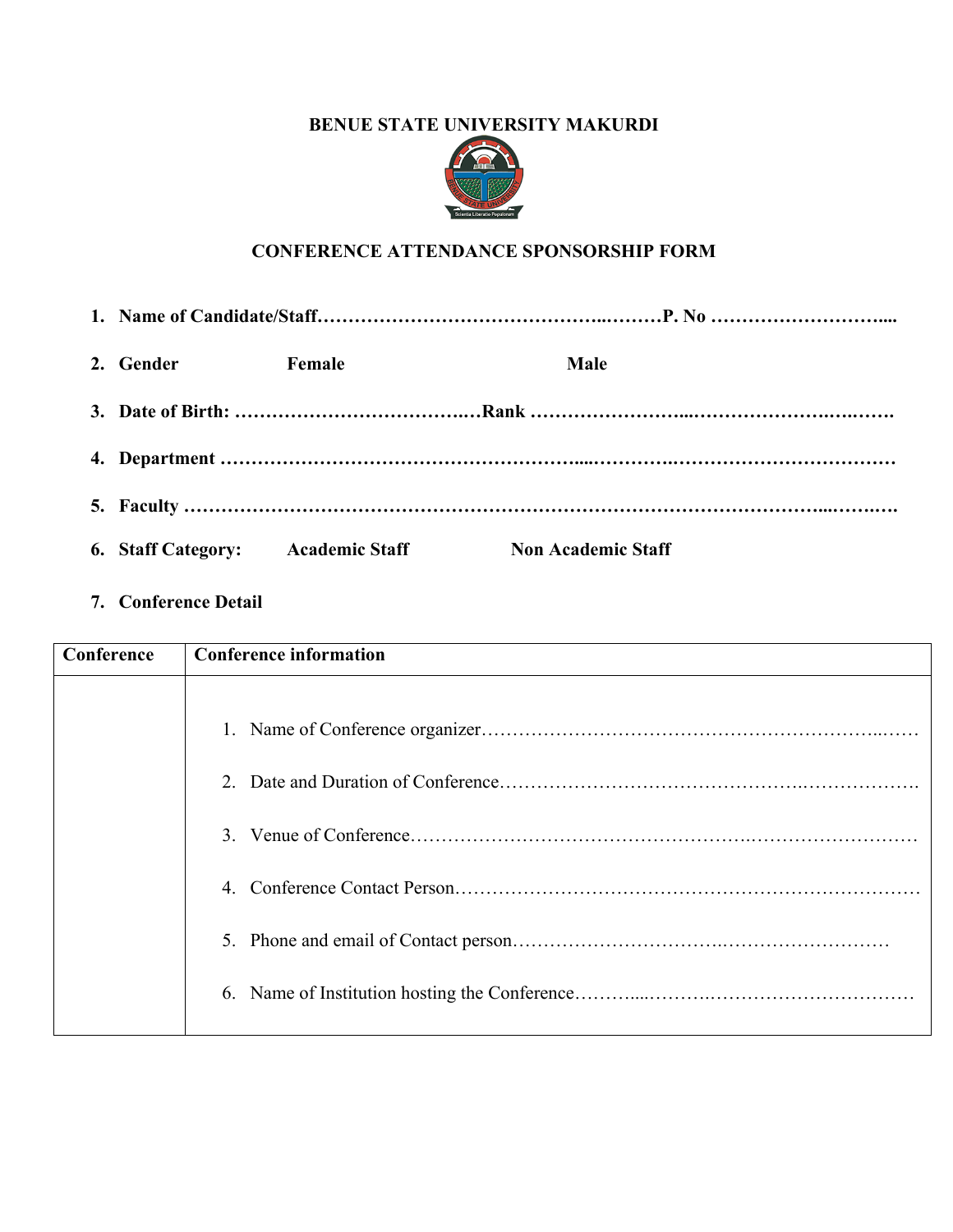**BENUE STATE UNIVERSITY MAKURDI**

**CONFERENCE ATTENDANCE SPONSORSHIP FORM**

1. **Name of Candidate/Staff……………………………………..………P. No ………………………....**

2. **Gender Female Male**

3. **Date of Birth: ……………………………….…Rank ……………………...…………………….….…….**

4. **Department ………………………………………………....……….…………………………………**

5. **Faculty ……………………………………………………………………………………...……….**

6. **Staff Category: Academic Staff Non Academic Staff**

7. **Conference Detail**

| **Conference** | **Conference information** |
|---|---|
| | 1. Name of Conference organizer……………………………………………………...…… <br> 2. Date and Duration of Conference……………………………………….………………. <br> 3. Venue of Conference…………………………………………….………………….…… <br> 4. Conference Contact Person……………………….………………………………………… <br> 5. Phone and email of Contact person………………………….……………………… <br> 6. Name of Institution hosting the Conference………...……….…………………………… |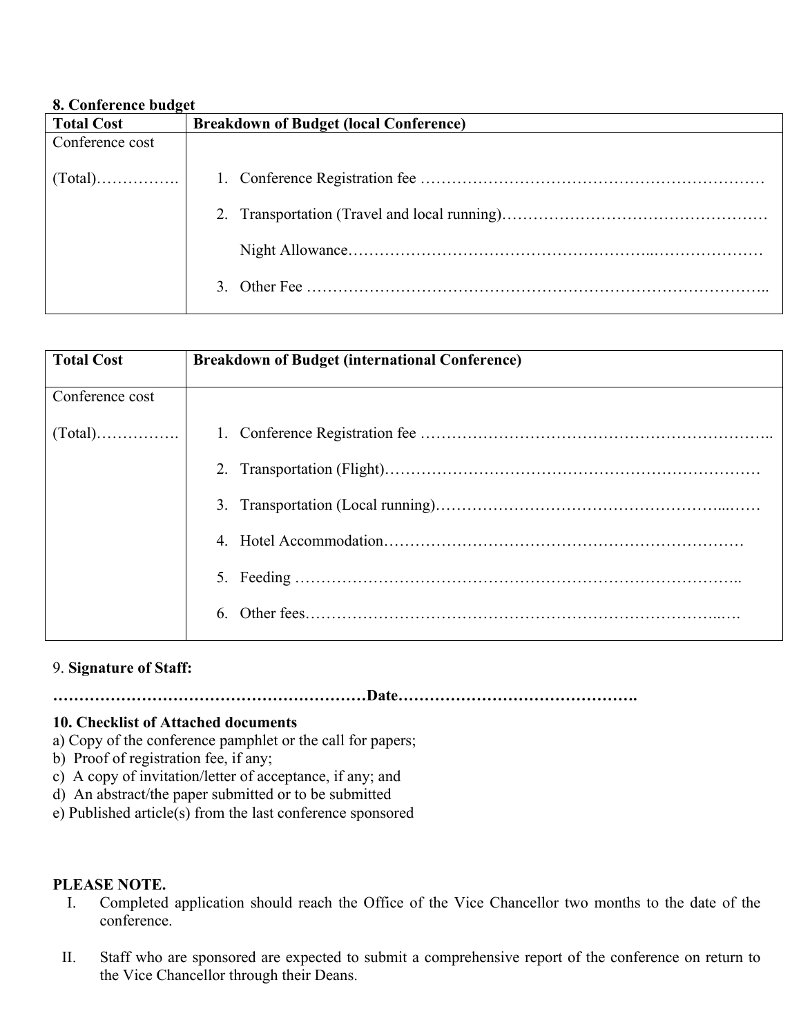**8. Conference budget**

| Total Cost | Breakdown of Budget (local Conference) |
|---|---|
| Conference cost<br><br>(Total)……………. | 1. Conference Registration fee …………………………………………………………<br><br>2. Transportation (Travel and local running)……………………………………………<br><br>Night Allowance………………………………………………..…………………<br><br>3. Other Fee ………………………………………………………………………….. |

| Total Cost | Breakdown of Budget (international Conference) |
|---|---|
| Conference cost<br><br>(Total)……………. | 1. Conference Registration fee …………………………………………………………..<br><br>2. Transportation (Flight)………………………………………………………………<br><br>3. Transportation (Local running)……………………………………………...……<br><br>4. Hotel Accommodation……………………………………………………………<br><br>5. Feeding …………………………………………………………………………..<br><br>6. Other fees…………………………………………………………………..…. |

9. **Signature of Staff:**

**……………………………………………………Date……………………………………….**

**10. Checklist of Attached documents**

a) Copy of the conference pamphlet or the call for papers;
b) Proof of registration fee, if any;
c) A copy of invitation/letter of acceptance, if any; and
d) An abstract/the paper submitted or to be submitted
e) Published article(s) from the last conference sponsored

**PLEASE NOTE.**

I. Completed application should reach the Office of the Vice Chancellor two months to the date of the conference.

II. Staff who are sponsored are expected to submit a comprehensive report of the conference on return to the Vice Chancellor through their Deans.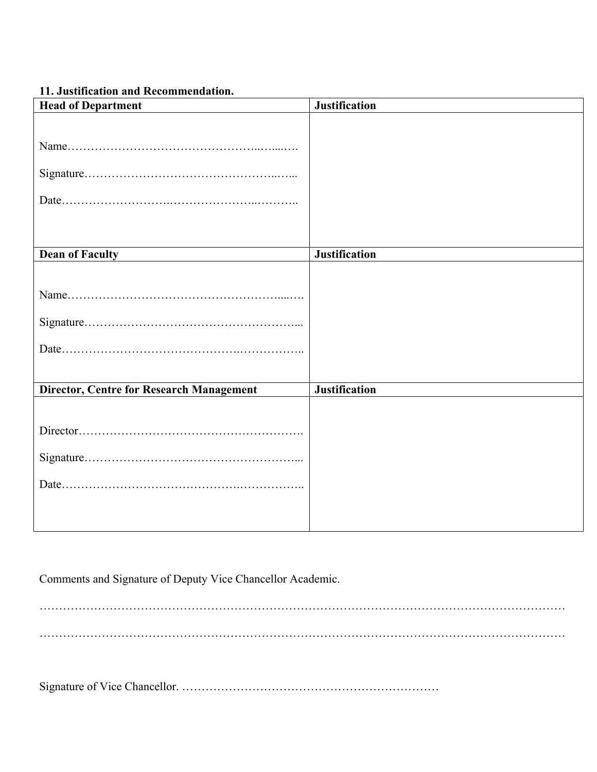**11. Justification and Recommendation.**

| **Head of Department** | **Justification** |
|---|---|
| Name………………………………………..…...….<br><br>Signature……………………………………..…...<br><br>Date……………………….…………………..……….. | |
| **Dean of Faculty** | **Justification** |
| Name……………………………………………....….<br><br>Signature………………………………………………...<br><br>Date……………………………………….…………….. | |
| **Director, Centre for Research Management** | **Justification** |
| Director………………………………………………….<br><br>Signature………………………………………………...<br><br>Date……………………………………….…………….. | |

Comments and Signature of Deputy Vice Chancellor Academic.

……………………………………………………………………………………………………………………

……………………………………………………………………………………………………………………

Signature of Vice Chancellor. …………………………………………………………